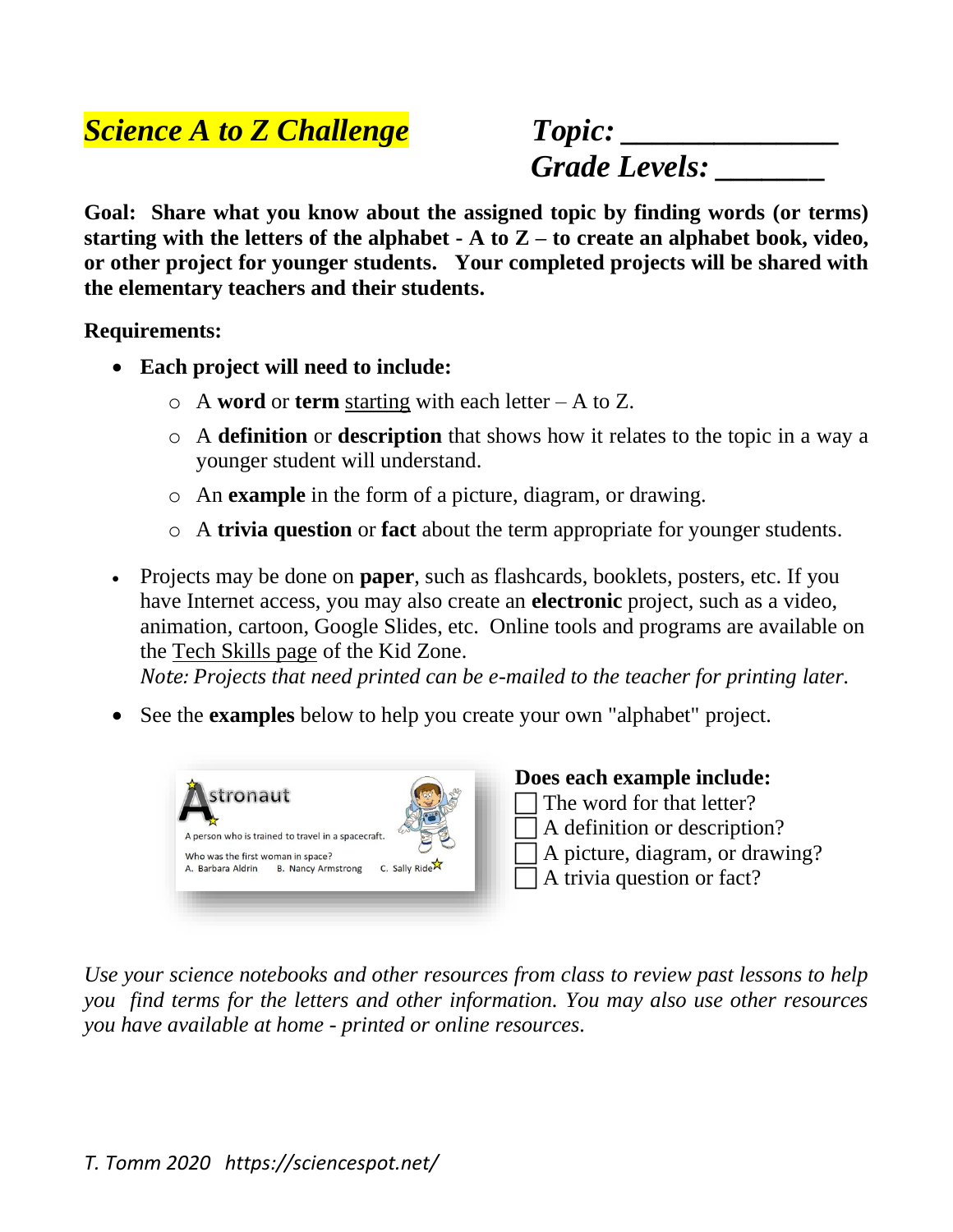# *Science A to Z Challenge*

***Topic: _______________***
***Grade Levels: ________***

**Goal: Share what you know about the assigned topic by finding words (or terms) starting with the letters of the alphabet - A to Z – to create an alphabet book, video, or other project for younger students. Your completed projects will be shared with the elementary teachers and their students.**

**Requirements:**

- **Each project will need to include:**
  - A **word** or **term** starting with each letter – A to Z.
  - A **definition** or **description** that shows how it relates to the topic in a way a younger student will understand.
  - An **example** in the form of a picture, diagram, or drawing.
  - A **trivia question** or **fact** about the term appropriate for younger students.
- Projects may be done on **paper**, such as flashcards, booklets, posters, etc. If you have Internet access, you may also create an **electronic** project, such as a video, animation, cartoon, Google Slides, etc. Online tools and programs are available on the Tech Skills page of the Kid Zone.
  *Note: Projects that need printed can be e-mailed to the teacher for printing later.*
- See the **examples** below to help you create your own "alphabet" project.

Astronaut

A person who is trained to travel in a spacecraft.

Who was the first woman in space?
A. Barbara Aldrin B. Nancy Armstrong C. Sally Ride

**Does each example include:**

- [ ] The word for that letter?
- [ ] A definition or description?
- [ ] A picture, diagram, or drawing?
- [ ] A trivia question or fact?

*Use your science notebooks and other resources from class to review past lessons to help you find terms for the letters and other information. You may also use other resources you have available at home - printed or online resources.*

*T. Tomm 2020 https://sciencespot.net/*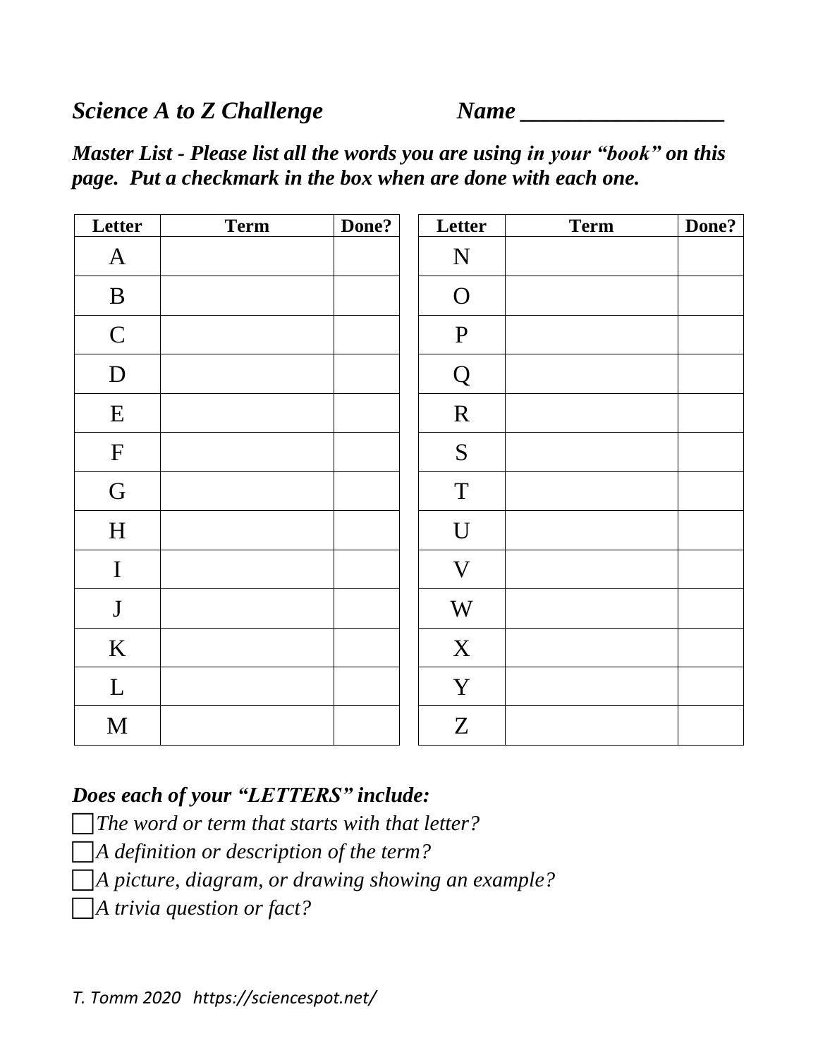***Science A to Z Challenge*** ***Name ___________________***

***Master List - Please list all the words you are using in your "book" on this page. Put a checkmark in the box when are done with each one.***

| Letter | Term | Done? | Letter | Term | Done? |
|---|---|---|---|---|---|
| A | | | N | | |
| B | | | O | | |
| C | | | P | | |
| D | | | Q | | |
| E | | | R | | |
| F | | | S | | |
| G | | | T | | |
| H | | | U | | |
| I | | | V | | |
| J | | | W | | |
| K | | | X | | |
| L | | | Y | | |
| M | | | Z | | |

***Does each of your "LETTERS" include:***

- ☐ *The word or term that starts with that letter?*
- ☐ *A definition or description of the term?*
- ☐ *A picture, diagram, or drawing showing an example?*
- ☐ *A trivia question or fact?*

*T. Tomm 2020 https://sciencespot.net/*